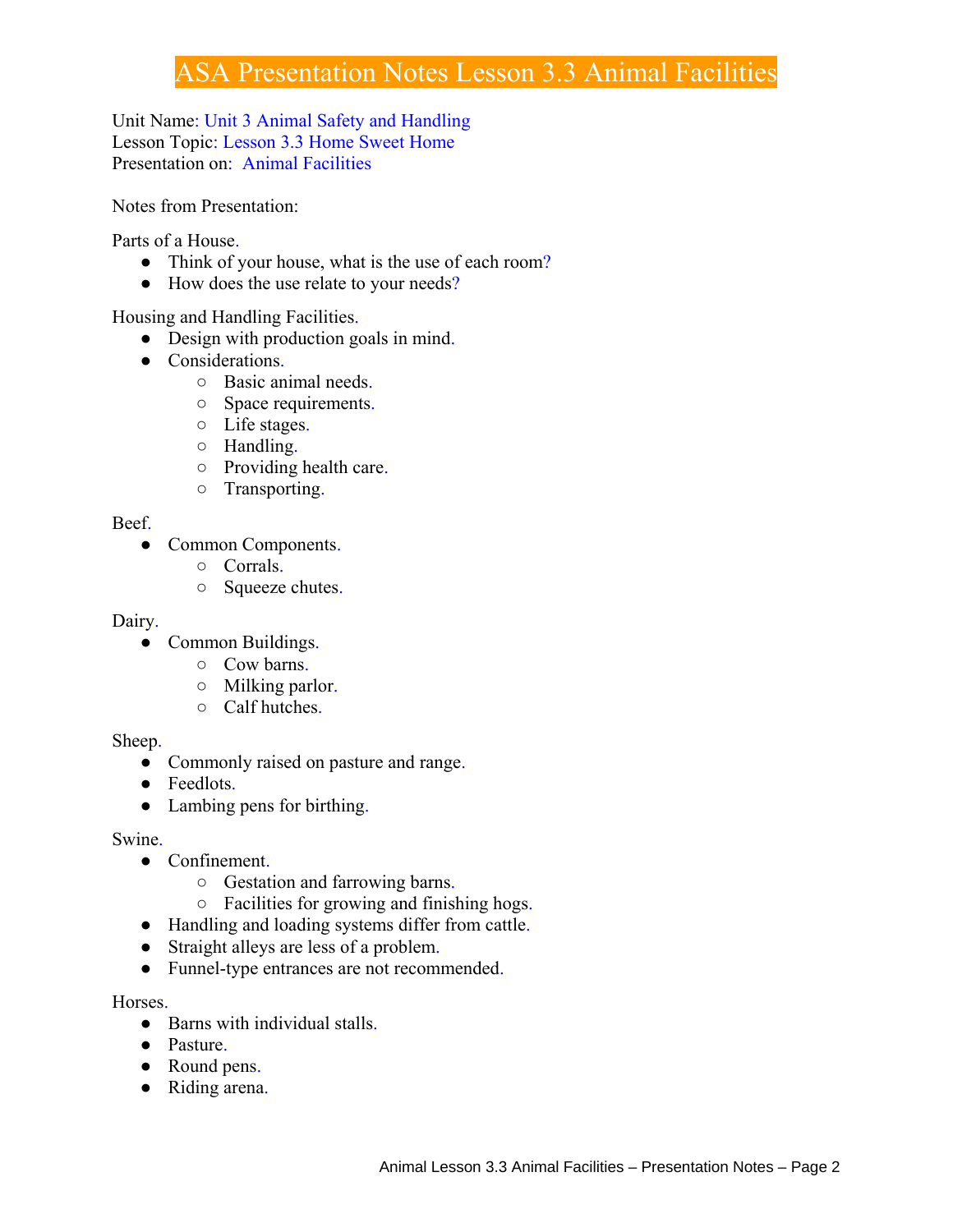# ASA Presentation Notes Lesson 3.3 Animal Facilities

Unit Name: Unit 3 Animal Safety and Handling
Lesson Topic: Lesson 3.3 Home Sweet Home
Presentation on: Animal Facilities

Notes from Presentation:

Parts of a House.
- Think of your house, what is the use of each room?
- How does the use relate to your needs?

Housing and Handling Facilities.
- Design with production goals in mind.
- Considerations.
  - Basic animal needs.
  - Space requirements.
  - Life stages.
  - Handling.
  - Providing health care.
  - Transporting.

Beef.
- Common Components.
  - Corrals.
  - Squeeze chutes.

Dairy.
- Common Buildings.
  - Cow barns.
  - Milking parlor.
  - Calf hutches.

Sheep.
- Commonly raised on pasture and range.
- Feedlots.
- Lambing pens for birthing.

Swine.
- Confinement.
  - Gestation and farrowing barns.
  - Facilities for growing and finishing hogs.
- Handling and loading systems differ from cattle.
- Straight alleys are less of a problem.
- Funnel-type entrances are not recommended.

Horses.
- Barns with individual stalls.
- Pasture.
- Round pens.
- Riding arena.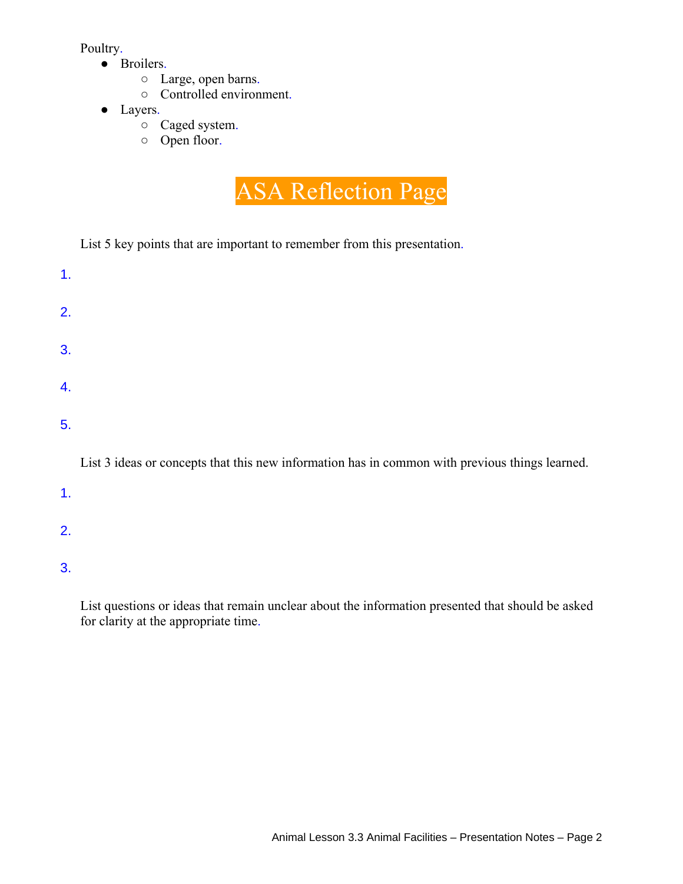Poultry.

- Broilers.
  - Large, open barns.
  - Controlled environment.
- Layers.
  - Caged system.
  - Open floor.

# ASA Reflection Page

List 5 key points that are important to remember from this presentation.

1.

2.

3.

4.

5.

List 3 ideas or concepts that this new information has in common with previous things learned.

1.

2.

3.

List questions or ideas that remain unclear about the information presented that should be asked for clarity at the appropriate time.